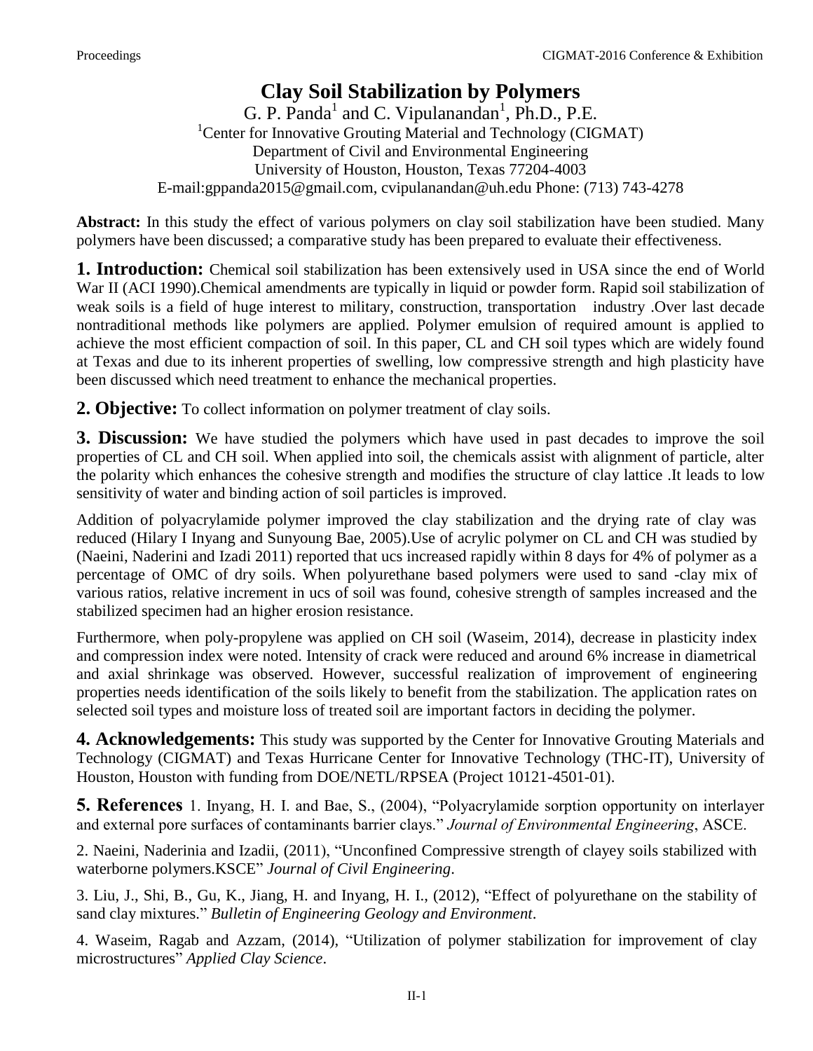# Clay Soil Stabilization by Polymers

G. P. Panda[1] and C. Vipulanandan[1], Ph.D., P.E.

[1]Center for Innovative Grouting Material and Technology (CIGMAT)
Department of Civil and Environmental Engineering
University of Houston, Houston, Texas 77204-4003
E-mail:gppanda2015@gmail.com, cvipulanandan@uh.edu Phone: (713) 743-4278

**Abstract:** In this study the effect of various polymers on clay soil stabilization have been studied. Many polymers have been discussed; a comparative study has been prepared to evaluate their effectiveness.

## 1. Introduction:

Chemical soil stabilization has been extensively used in USA since the end of World War II (ACI 1990).Chemical amendments are typically in liquid or powder form. Rapid soil stabilization of weak soils is a field of huge interest to military, construction, transportation industry .Over last decade nontraditional methods like polymers are applied. Polymer emulsion of required amount is applied to achieve the most efficient compaction of soil. In this paper, CL and CH soil types which are widely found at Texas and due to its inherent properties of swelling, low compressive strength and high plasticity have been discussed which need treatment to enhance the mechanical properties.

## 2. Objective:

To collect information on polymer treatment of clay soils.

## 3. Discussion:

We have studied the polymers which have used in past decades to improve the soil properties of CL and CH soil. When applied into soil, the chemicals assist with alignment of particle, alter the polarity which enhances the cohesive strength and modifies the structure of clay lattice .It leads to low sensitivity of water and binding action of soil particles is improved.

Addition of polyacrylamide polymer improved the clay stabilization and the drying rate of clay was reduced (Hilary I Inyang and Sunyoung Bae, 2005).Use of acrylic polymer on CL and CH was studied by (Naeini, Naderini and Izadi 2011) reported that ucs increased rapidly within 8 days for 4% of polymer as a percentage of OMC of dry soils. When polyurethane based polymers were used to sand -clay mix of various ratios, relative increment in ucs of soil was found, cohesive strength of samples increased and the stabilized specimen had an higher erosion resistance.

Furthermore, when poly-propylene was applied on CH soil (Waseim, 2014), decrease in plasticity index and compression index were noted. Intensity of crack were reduced and around 6% increase in diametrical and axial shrinkage was observed. However, successful realization of improvement of engineering properties needs identification of the soils likely to benefit from the stabilization. The application rates on selected soil types and moisture loss of treated soil are important factors in deciding the polymer.

## 4. Acknowledgements:

This study was supported by the Center for Innovative Grouting Materials and Technology (CIGMAT) and Texas Hurricane Center for Innovative Technology (THC-IT), University of Houston, Houston with funding from DOE/NETL/RPSEA (Project 10121-4501-01).

## 5. References

1. Inyang, H. I. and Bae, S., (2004), "Polyacrylamide sorption opportunity on interlayer and external pore surfaces of contaminants barrier clays." *Journal of Environmental Engineering*, ASCE.

2. Naeini, Naderinia and Izadii, (2011), "Unconfined Compressive strength of clayey soils stabilized with waterborne polymers.KSCE" *Journal of Civil Engineering*.

3. Liu, J., Shi, B., Gu, K., Jiang, H. and Inyang, H. I., (2012), "Effect of polyurethane on the stability of sand clay mixtures." *Bulletin of Engineering Geology and Environment*.

4. Waseim, Ragab and Azzam, (2014), "Utilization of polymer stabilization for improvement of clay microstructures" *Applied Clay Science*.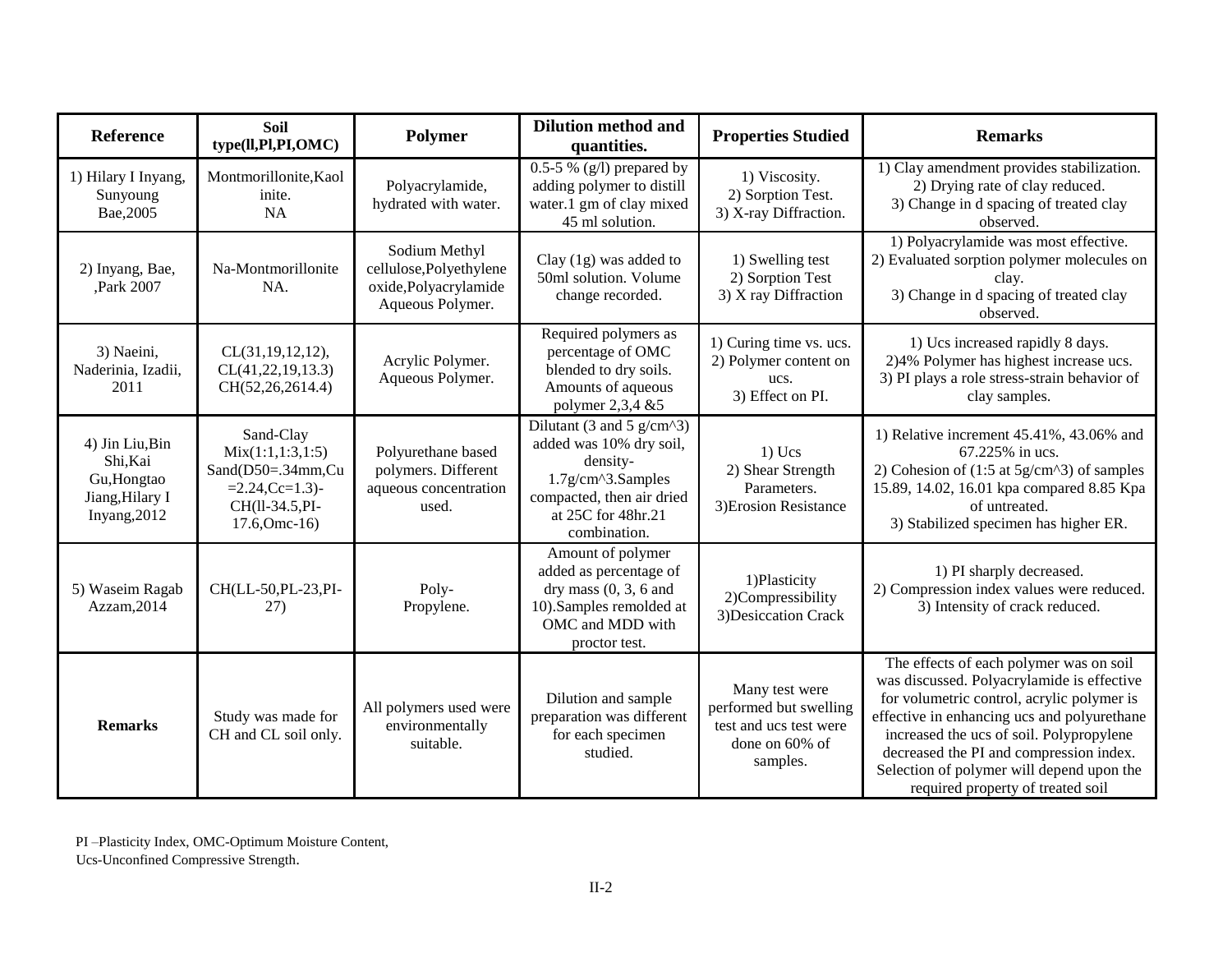| Reference | Soil type(ll,Pl,PI,OMC) | Polymer | Dilution method and quantities. | Properties Studied | Remarks |
|---|---|---|---|---|---|
| 1) Hilary I Inyang, Sunyoung Bae,2005 | Montmorillonite,Kaolinite. NA | Polyacrylamide, hydrated with water. | 0.5-5 % (g/l) prepared by adding polymer to distill water.1 gm of clay mixed 45 ml solution. | 1) Viscosity. 2) Sorption Test. 3) X-ray Diffraction. | 1) Clay amendment provides stabilization. 2) Drying rate of clay reduced. 3) Change in d spacing of treated clay observed. |
| 2) Inyang, Bae, ,Park 2007 | Na-Montmorillonite NA. | Sodium Methyl cellulose,Polyethylene oxide,Polyacrylamide Aqueous Polymer. | Clay (1g) was added to 50ml solution. Volume change recorded. | 1) Swelling test 2) Sorption Test 3) X ray Diffraction | 1) Polyacrylamide was most effective. 2) Evaluated sorption polymer molecules on clay. 3) Change in d spacing of treated clay observed. |
| 3) Naeini, Naderinia, Izadii, 2011 | CL(31,19,12,12), CL(41,22,19,13.3) CH(52,26,2614.4) | Acrylic Polymer. Aqueous Polymer. | Required polymers as percentage of OMC blended to dry soils. Amounts of aqueous polymer 2,3,4 &5 | 1) Curing time vs. ucs. 2) Polymer content on ucs. 3) Effect on PI. | 1) Ucs increased rapidly 8 days. 2)4% Polymer has highest increase ucs. 3) PI plays a role stress-strain behavior of clay samples. |
| 4) Jin Liu,Bin Shi,Kai Gu,Hongtao Jiang,Hilary I Inyang,2012 | Sand-Clay Mix(1:1,1:3,1:5) Sand(D50=.34mm,Cu =2.24,Cc=1.3)- CH(ll-34.5,PI-17.6,Omc-16) | Polyurethane based polymers. Different aqueous concentration used. | Dilutant (3 and 5 g/cm^3) added was 10% dry soil, density-1.7g/cm^3.Samples compacted, then air dried at 25C for 48hr.21 combination. | 1) Ucs 2) Shear Strength Parameters. 3)Erosion Resistance | 1) Relative increment 45.41%, 43.06% and 67.225% in ucs. 2) Cohesion of (1:5 at 5g/cm^3) of samples 15.89, 14.02, 16.01 kpa compared 8.85 Kpa of untreated. 3) Stabilized specimen has higher ER. |
| 5) Waseim Ragab Azzam,2014 | CH(LL-50,PL-23,PI-27) | Poly-Propylene. | Amount of polymer added as percentage of dry mass (0, 3, 6 and 10).Samples remolded at OMC and MDD with proctor test. | 1)Plasticity 2)Compressibility 3)Desiccation Crack | 1) PI sharply decreased. 2) Compression index values were reduced. 3) Intensity of crack reduced. |
| **Remarks** | Study was made for CH and CL soil only. | All polymers used were environmentally suitable. | Dilution and sample preparation was different for each specimen studied. | Many test were performed but swelling test and ucs test were done on 60% of samples. | The effects of each polymer was on soil was discussed. Polyacrylamide is effective for volumetric control, acrylic polymer is effective in enhancing ucs and polyurethane increased the ucs of soil. Polypropylene decreased the PI and compression index. Selection of polymer will depend upon the required property of treated soil |

PI –Plasticity Index, OMC-Optimum Moisture Content,
Ucs-Unconfined Compressive Strength.